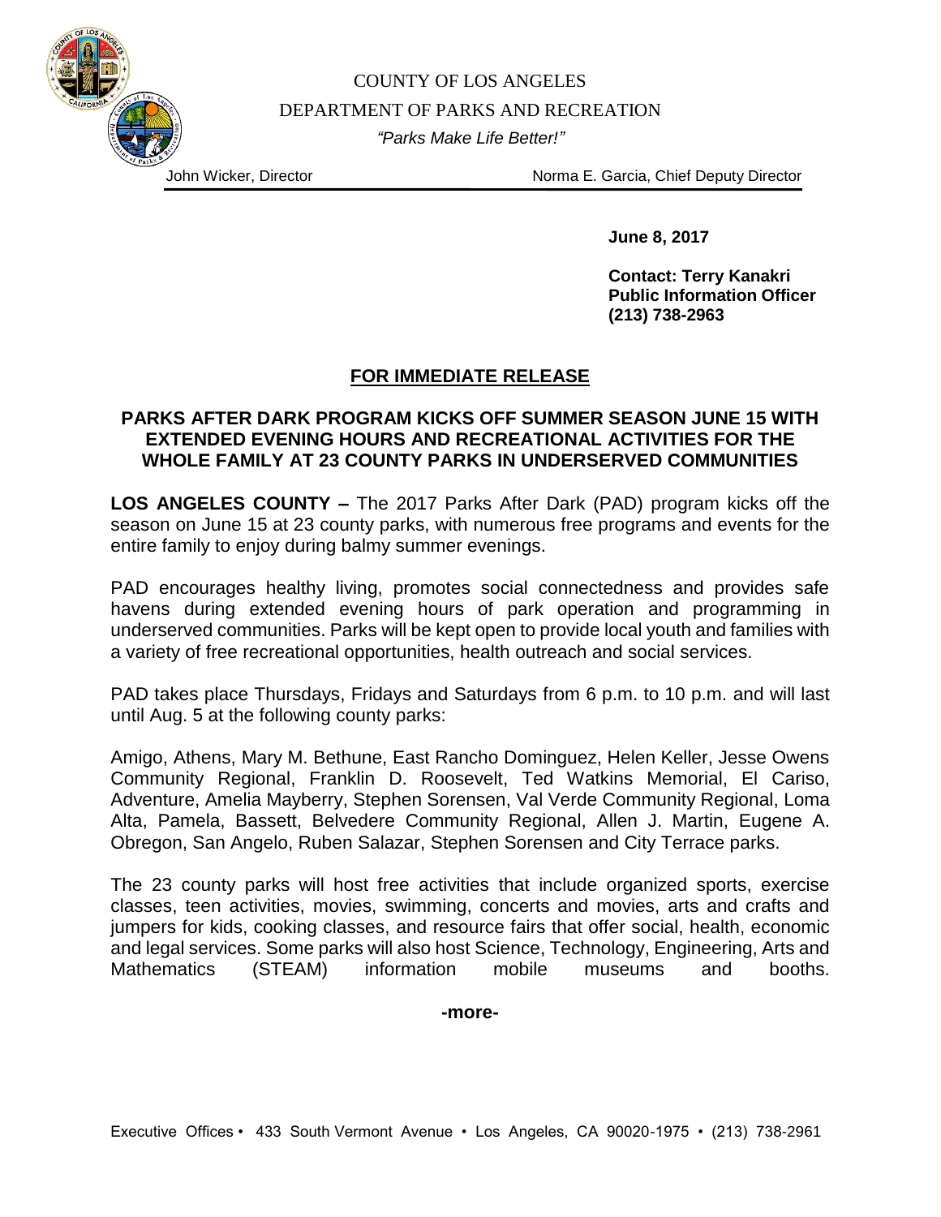COUNTY OF LOS ANGELES

DEPARTMENT OF PARKS AND RECREATION

*"Parks Make Life Better!"*

John Wicker, Director | Norma E. Garcia, Chief Deputy Director

**June 8, 2017**

**Contact: Terry Kanakri**
**Public Information Officer**
**(213) 738-2963**

## FOR IMMEDIATE RELEASE

### PARKS AFTER DARK PROGRAM KICKS OFF SUMMER SEASON JUNE 15 WITH EXTENDED EVENING HOURS AND RECREATIONAL ACTIVITIES FOR THE WHOLE FAMILY AT 23 COUNTY PARKS IN UNDERSERVED COMMUNITIES

**LOS ANGELES COUNTY –** The 2017 Parks After Dark (PAD) program kicks off the season on June 15 at 23 county parks, with numerous free programs and events for the entire family to enjoy during balmy summer evenings.

PAD encourages healthy living, promotes social connectedness and provides safe havens during extended evening hours of park operation and programming in underserved communities. Parks will be kept open to provide local youth and families with a variety of free recreational opportunities, health outreach and social services.

PAD takes place Thursdays, Fridays and Saturdays from 6 p.m. to 10 p.m. and will last until Aug. 5 at the following county parks:

Amigo, Athens, Mary M. Bethune, East Rancho Dominguez, Helen Keller, Jesse Owens Community Regional, Franklin D. Roosevelt, Ted Watkins Memorial, El Cariso, Adventure, Amelia Mayberry, Stephen Sorensen, Val Verde Community Regional, Loma Alta, Pamela, Bassett, Belvedere Community Regional, Allen J. Martin, Eugene A. Obregon, San Angelo, Ruben Salazar, Stephen Sorensen and City Terrace parks.

The 23 county parks will host free activities that include organized sports, exercise classes, teen activities, movies, swimming, concerts and movies, arts and crafts and jumpers for kids, cooking classes, and resource fairs that offer social, health, economic and legal services. Some parks will also host Science, Technology, Engineering, Arts and Mathematics (STEAM) information mobile museums and booths.

**-more-**

Executive Offices • 433 South Vermont Avenue • Los Angeles, CA 90020-1975 • (213) 738-2961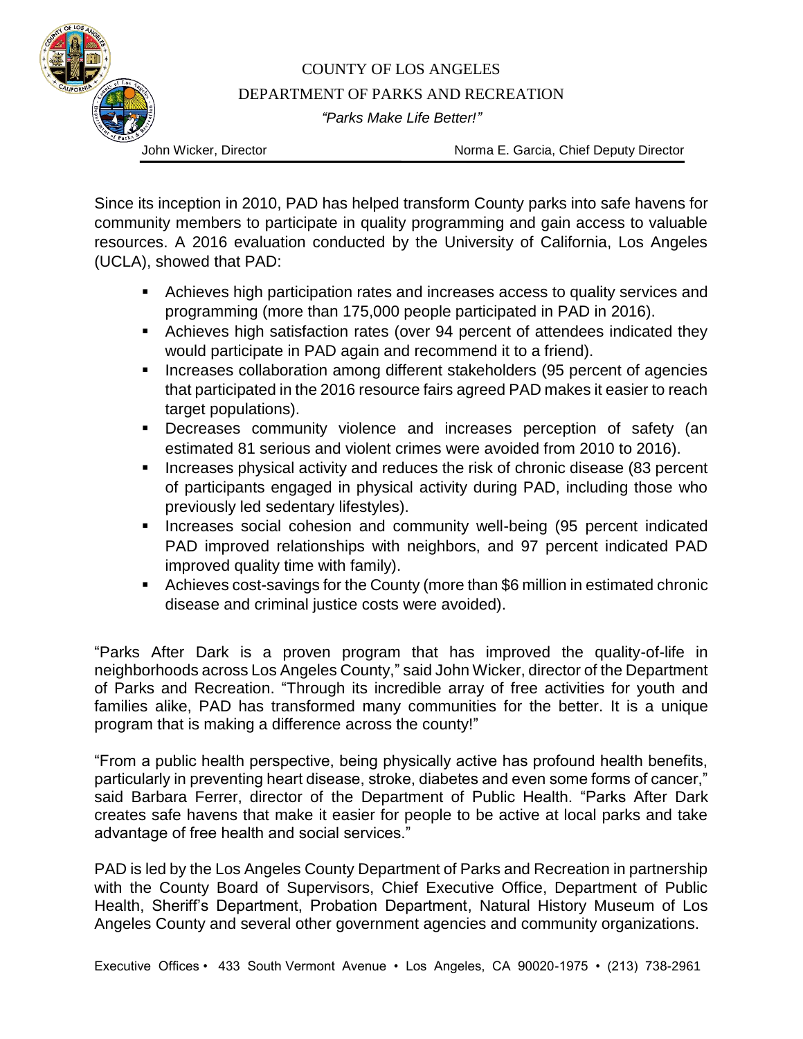COUNTY OF LOS ANGELES

DEPARTMENT OF PARKS AND RECREATION

*"Parks Make Life Better!"*

John Wicker, Director　　　　　　　　　　Norma E. Garcia, Chief Deputy Director

Since its inception in 2010, PAD has helped transform County parks into safe havens for community members to participate in quality programming and gain access to valuable resources. A 2016 evaluation conducted by the University of California, Los Angeles (UCLA), showed that PAD:

- Achieves high participation rates and increases access to quality services and programming (more than 175,000 people participated in PAD in 2016).
- Achieves high satisfaction rates (over 94 percent of attendees indicated they would participate in PAD again and recommend it to a friend).
- Increases collaboration among different stakeholders (95 percent of agencies that participated in the 2016 resource fairs agreed PAD makes it easier to reach target populations).
- Decreases community violence and increases perception of safety (an estimated 81 serious and violent crimes were avoided from 2010 to 2016).
- Increases physical activity and reduces the risk of chronic disease (83 percent of participants engaged in physical activity during PAD, including those who previously led sedentary lifestyles).
- Increases social cohesion and community well-being (95 percent indicated PAD improved relationships with neighbors, and 97 percent indicated PAD improved quality time with family).
- Achieves cost-savings for the County (more than $6 million in estimated chronic disease and criminal justice costs were avoided).

"Parks After Dark is a proven program that has improved the quality-of-life in neighborhoods across Los Angeles County," said John Wicker, director of the Department of Parks and Recreation. "Through its incredible array of free activities for youth and families alike, PAD has transformed many communities for the better. It is a unique program that is making a difference across the county!"

"From a public health perspective, being physically active has profound health benefits, particularly in preventing heart disease, stroke, diabetes and even some forms of cancer," said Barbara Ferrer, director of the Department of Public Health. "Parks After Dark creates safe havens that make it easier for people to be active at local parks and take advantage of free health and social services."

PAD is led by the Los Angeles County Department of Parks and Recreation in partnership with the County Board of Supervisors, Chief Executive Office, Department of Public Health, Sheriff's Department, Probation Department, Natural History Museum of Los Angeles County and several other government agencies and community organizations.

Executive Offices • 433 South Vermont Avenue • Los Angeles, CA 90020-1975 • (213) 738-2961